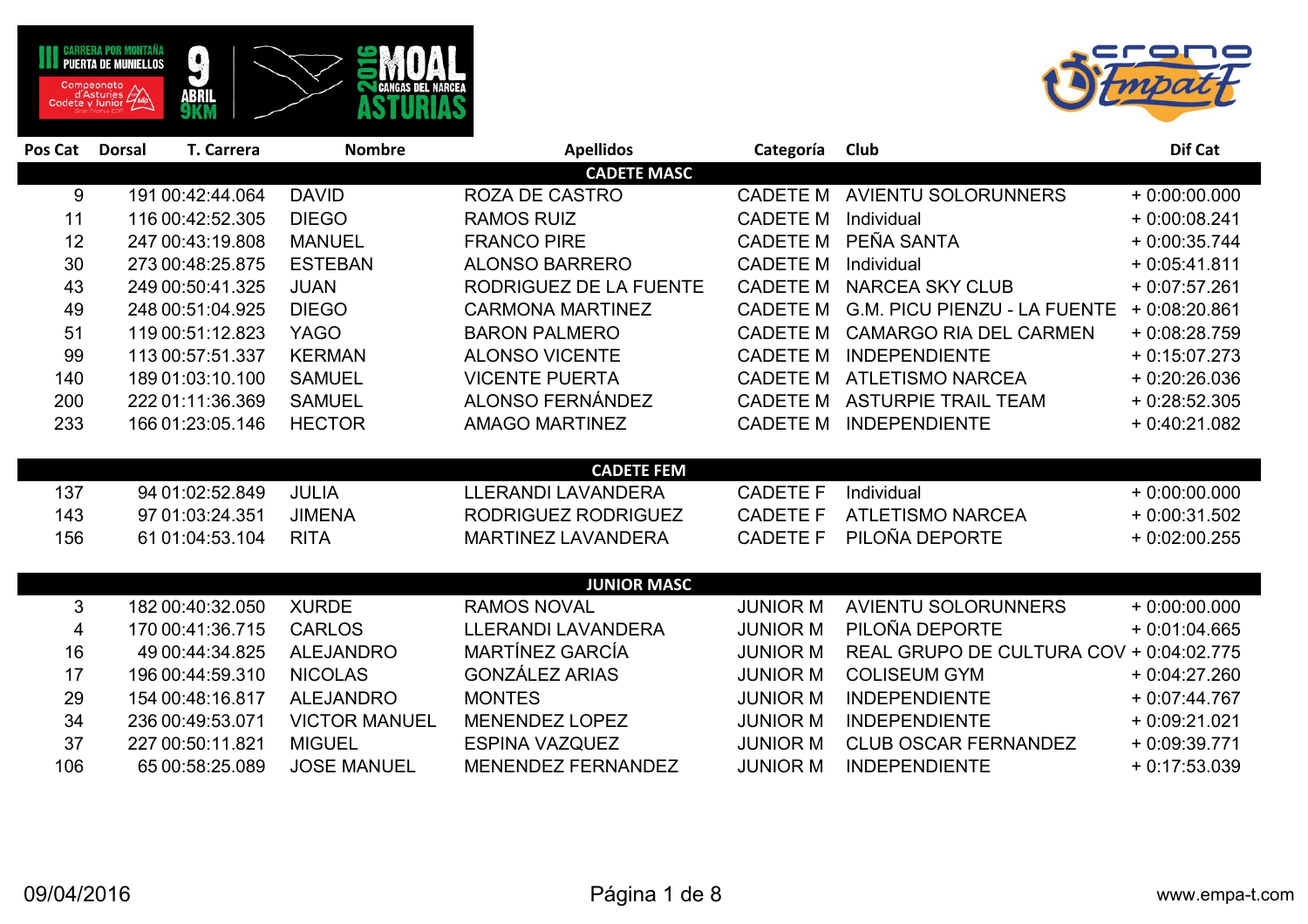III CARRERA POR MONTAÑA PUERTA DE MUNIELLOS — Campeonato d'Asturies Cadete y Junior — 9 ABRIL 9KM — 2016 MOAL CANGAS DEL NARCEA ASTURIAS

| Pos Cat | Dorsal | T. Carrera | Nombre | Apellidos | Categoría | Club | Dif Cat |
|---|---|---|---|---|---|---|---|
| | | | | **CADETE MASC** | | | |
| 9 | 191 | 00:42:44.064 | DAVID | ROZA DE CASTRO | CADETE M | AVIENTU SOLORUNNERS | + 0:00:00.000 |
| 11 | 116 | 00:42:52.305 | DIEGO | RAMOS RUIZ | CADETE M | Individual | + 0:00:08.241 |
| 12 | 247 | 00:43:19.808 | MANUEL | FRANCO PIRE | CADETE M | PEÑA SANTA | + 0:00:35.744 |
| 30 | 273 | 00:48:25.875 | ESTEBAN | ALONSO BARRERO | CADETE M | Individual | + 0:05:41.811 |
| 43 | 249 | 00:50:41.325 | JUAN | RODRIGUEZ DE LA FUENTE | CADETE M | NARCEA SKY CLUB | + 0:07:57.261 |
| 49 | 248 | 00:51:04.925 | DIEGO | CARMONA MARTINEZ | CADETE M | G.M. PICU PIENZU - LA FUENTE | + 0:08:20.861 |
| 51 | 119 | 00:51:12.823 | YAGO | BARON PALMERO | CADETE M | CAMARGO RIA DEL CARMEN | + 0:08:28.759 |
| 99 | 113 | 00:57:51.337 | KERMAN | ALONSO VICENTE | CADETE M | INDEPENDIENTE | + 0:15:07.273 |
| 140 | 189 | 01:03:10.100 | SAMUEL | VICENTE PUERTA | CADETE M | ATLETISMO NARCEA | + 0:20:26.036 |
| 200 | 222 | 01:11:36.369 | SAMUEL | ALONSO FERNÁNDEZ | CADETE M | ASTURPIE TRAIL TEAM | + 0:28:52.305 |
| 233 | 166 | 01:23:05.146 | HECTOR | AMAGO MARTINEZ | CADETE M | INDEPENDIENTE | + 0:40:21.082 |
| | | | | **CADETE FEM** | | | |
| 137 | 94 | 01:02:52.849 | JULIA | LLERANDI LAVANDERA | CADETE F | Individual | + 0:00:00.000 |
| 143 | 97 | 01:03:24.351 | JIMENA | RODRIGUEZ RODRIGUEZ | CADETE F | ATLETISMO NARCEA | + 0:00:31.502 |
| 156 | 61 | 01:04:53.104 | RITA | MARTINEZ LAVANDERA | CADETE F | PILOÑA DEPORTE | + 0:02:00.255 |
| | | | | **JUNIOR MASC** | | | |
| 3 | 182 | 00:40:32.050 | XURDE | RAMOS NOVAL | JUNIOR M | AVIENTU SOLORUNNERS | + 0:00:00.000 |
| 4 | 170 | 00:41:36.715 | CARLOS | LLERANDI LAVANDERA | JUNIOR M | PILOÑA DEPORTE | + 0:01:04.665 |
| 16 | 49 | 00:44:34.825 | ALEJANDRO | MARTÍNEZ GARCÍA | JUNIOR M | REAL GRUPO DE CULTURA COV | + 0:04:02.775 |
| 17 | 196 | 00:44:59.310 | NICOLAS | GONZÁLEZ ARIAS | JUNIOR M | COLISEUM GYM | + 0:04:27.260 |
| 29 | 154 | 00:48:16.817 | ALEJANDRO | MONTES | JUNIOR M | INDEPENDIENTE | + 0:07:44.767 |
| 34 | 236 | 00:49:53.071 | VICTOR MANUEL | MENENDEZ LOPEZ | JUNIOR M | INDEPENDIENTE | + 0:09:21.021 |
| 37 | 227 | 00:50:11.821 | MIGUEL | ESPINA VAZQUEZ | JUNIOR M | CLUB OSCAR FERNANDEZ | + 0:09:39.771 |
| 106 | 65 | 00:58:25.089 | JOSE MANUEL | MENENDEZ FERNANDEZ | JUNIOR M | INDEPENDIENTE | + 0:17:53.039 |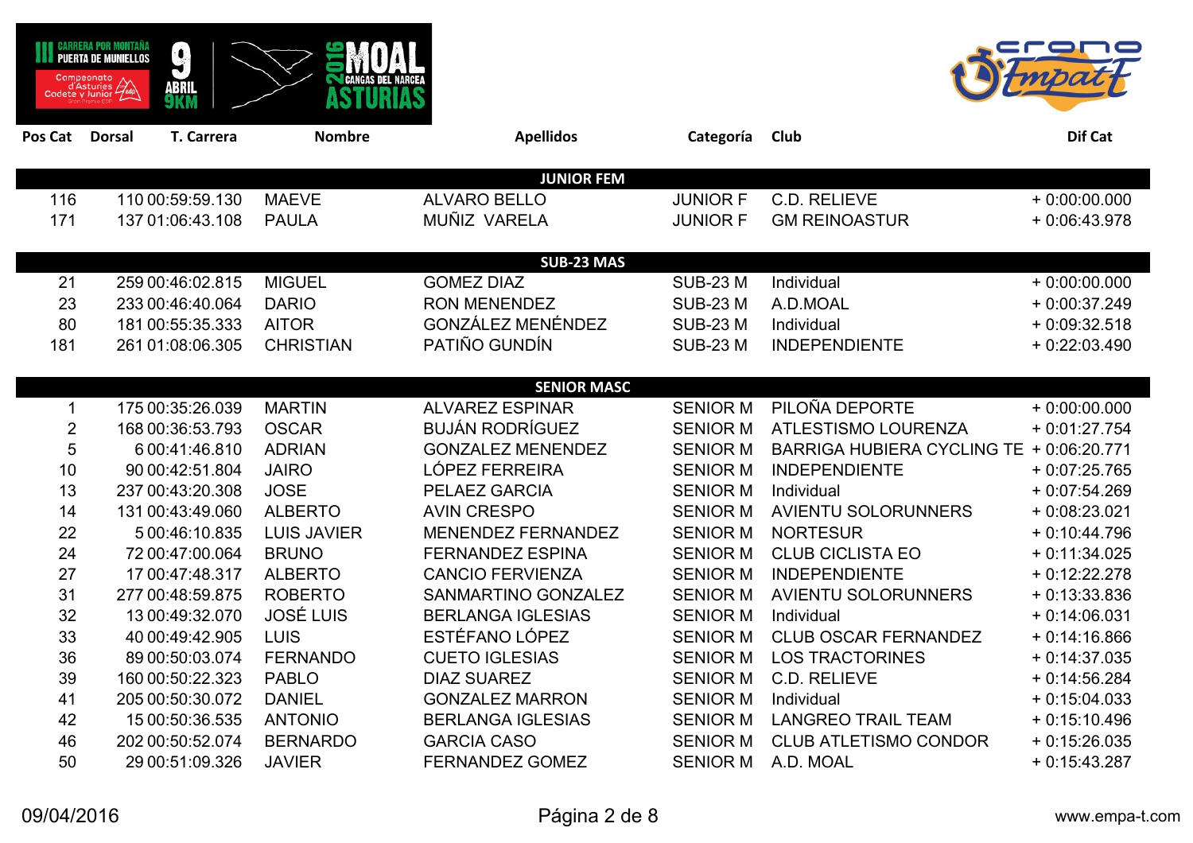| Pos Cat | Dorsal | T. Carrera | Nombre | Apellidos | Categoría | Club | Dif Cat |
|---|---|---|---|---|---|---|---|
| **JUNIOR FEM** | | | | | | | |
| 116 | 110 | 00:59:59.130 | MAEVE | ALVARO BELLO | JUNIOR F | C.D. RELIEVE | + 0:00:00.000 |
| 171 | 137 | 01:06:43.108 | PAULA | MUÑIZ VARELA | JUNIOR F | GM REINOASTUR | + 0:06:43.978 |
| **SUB-23 MAS** | | | | | | | |
| 21 | 259 | 00:46:02.815 | MIGUEL | GOMEZ DIAZ | SUB-23 M | Individual | + 0:00:00.000 |
| 23 | 233 | 00:46:40.064 | DARIO | RON MENENDEZ | SUB-23 M | A.D.MOAL | + 0:00:37.249 |
| 80 | 181 | 00:55:35.333 | AITOR | GONZÁLEZ MENÉNDEZ | SUB-23 M | Individual | + 0:09:32.518 |
| 181 | 261 | 01:08:06.305 | CHRISTIAN | PATIÑO GUNDÍN | SUB-23 M | INDEPENDIENTE | + 0:22:03.490 |
| **SENIOR MASC** | | | | | | | |
| 1 | 175 | 00:35:26.039 | MARTIN | ALVAREZ ESPINAR | SENIOR M | PILOÑA DEPORTE | + 0:00:00.000 |
| 2 | 168 | 00:36:53.793 | OSCAR | BUJÁN RODRÍGUEZ | SENIOR M | ATLESTISMO LOURENZA | + 0:01:27.754 |
| 5 | 6 | 00:41:46.810 | ADRIAN | GONZALEZ MENENDEZ | SENIOR M | BARRIGA HUBIERA CYCLING TE | + 0:06:20.771 |
| 10 | 90 | 00:42:51.804 | JAIRO | LÓPEZ FERREIRA | SENIOR M | INDEPENDIENTE | + 0:07:25.765 |
| 13 | 237 | 00:43:20.308 | JOSE | PELAEZ GARCIA | SENIOR M | Individual | + 0:07:54.269 |
| 14 | 131 | 00:43:49.060 | ALBERTO | AVIN CRESPO | SENIOR M | AVIENTU SOLORUNNERS | + 0:08:23.021 |
| 22 | 5 | 00:46:10.835 | LUIS JAVIER | MENENDEZ FERNANDEZ | SENIOR M | NORTESUR | + 0:10:44.796 |
| 24 | 72 | 00:47:00.064 | BRUNO | FERNANDEZ ESPINA | SENIOR M | CLUB CICLISTA EO | + 0:11:34.025 |
| 27 | 17 | 00:47:48.317 | ALBERTO | CANCIO FERVIENZA | SENIOR M | INDEPENDIENTE | + 0:12:22.278 |
| 31 | 277 | 00:48:59.875 | ROBERTO | SANMARTINO GONZALEZ | SENIOR M | AVIENTU SOLORUNNERS | + 0:13:33.836 |
| 32 | 13 | 00:49:32.070 | JOSÉ LUIS | BERLANGA IGLESIAS | SENIOR M | Individual | + 0:14:06.031 |
| 33 | 40 | 00:49:42.905 | LUIS | ESTÉFANO LÓPEZ | SENIOR M | CLUB OSCAR FERNANDEZ | + 0:14:16.866 |
| 36 | 89 | 00:50:03.074 | FERNANDO | CUETO IGLESIAS | SENIOR M | LOS TRACTORINES | + 0:14:37.035 |
| 39 | 160 | 00:50:22.323 | PABLO | DIAZ SUAREZ | SENIOR M | C.D. RELIEVE | + 0:14:56.284 |
| 41 | 205 | 00:50:30.072 | DANIEL | GONZALEZ MARRON | SENIOR M | Individual | + 0:15:04.033 |
| 42 | 15 | 00:50:36.535 | ANTONIO | BERLANGA IGLESIAS | SENIOR M | LANGREO TRAIL TEAM | + 0:15:10.496 |
| 46 | 202 | 00:50:52.074 | BERNARDO | GARCIA CASO | SENIOR M | CLUB ATLETISMO CONDOR | + 0:15:26.035 |
| 50 | 29 | 00:51:09.326 | JAVIER | FERNANDEZ GOMEZ | SENIOR M | A.D. MOAL | + 0:15:43.287 |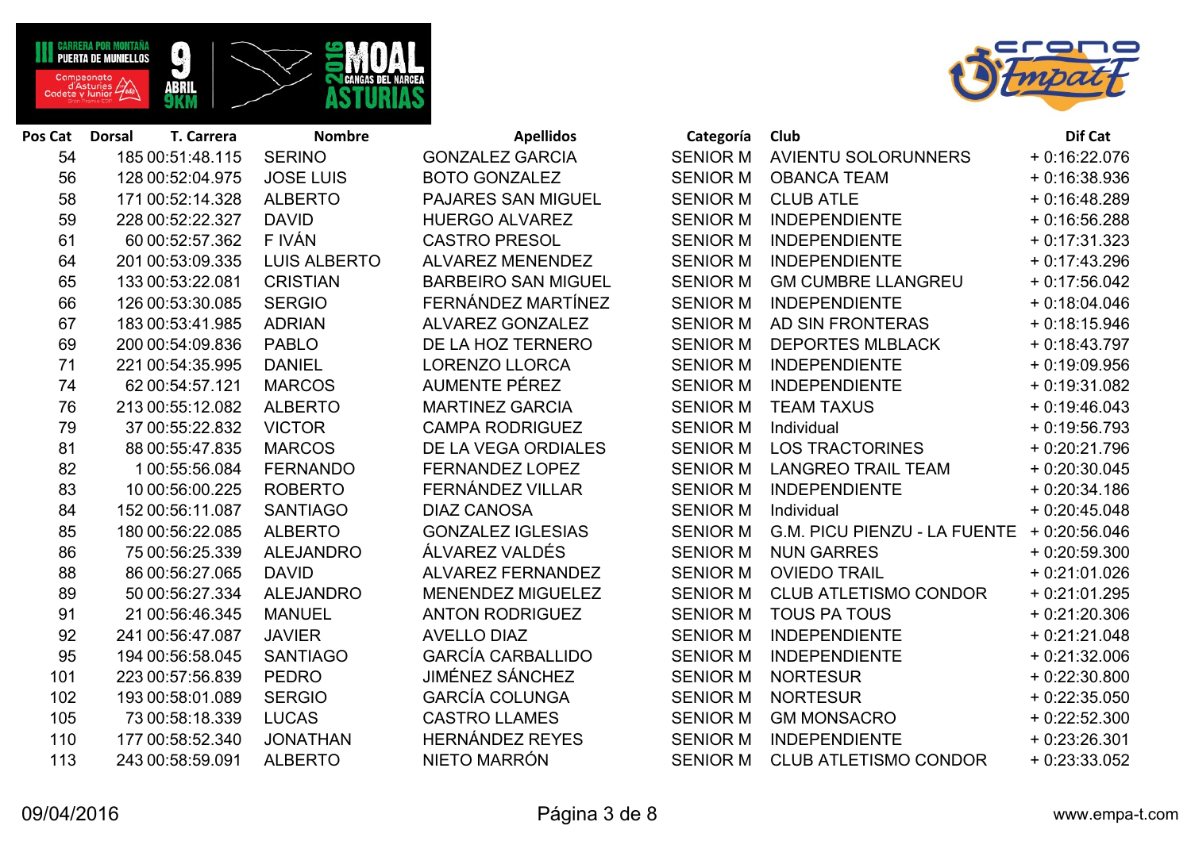| Pos Cat | Dorsal | T. Carrera | Nombre | Apellidos | Categoría | Club | Dif Cat |
|---|---|---|---|---|---|---|---|
| 54 | 185 | 00:51:48.115 | SERINO | GONZALEZ GARCIA | SENIOR M | AVIENTU SOLORUNNERS | + 0:16:22.076 |
| 56 | 128 | 00:52:04.975 | JOSE LUIS | BOTO GONZALEZ | SENIOR M | OBANCA TEAM | + 0:16:38.936 |
| 58 | 171 | 00:52:14.328 | ALBERTO | PAJARES SAN MIGUEL | SENIOR M | CLUB ATLE | + 0:16:48.289 |
| 59 | 228 | 00:52:22.327 | DAVID | HUERGO ALVAREZ | SENIOR M | INDEPENDIENTE | + 0:16:56.288 |
| 61 | 60 | 00:52:57.362 | F IVÁN | CASTRO PRESOL | SENIOR M | INDEPENDIENTE | + 0:17:31.323 |
| 64 | 201 | 00:53:09.335 | LUIS ALBERTO | ALVAREZ MENENDEZ | SENIOR M | INDEPENDIENTE | + 0:17:43.296 |
| 65 | 133 | 00:53:22.081 | CRISTIAN | BARBEIRO SAN MIGUEL | SENIOR M | GM CUMBRE LLANGREU | + 0:17:56.042 |
| 66 | 126 | 00:53:30.085 | SERGIO | FERNÁNDEZ MARTÍNEZ | SENIOR M | INDEPENDIENTE | + 0:18:04.046 |
| 67 | 183 | 00:53:41.985 | ADRIAN | ALVAREZ GONZALEZ | SENIOR M | AD SIN FRONTERAS | + 0:18:15.946 |
| 69 | 200 | 00:54:09.836 | PABLO | DE LA HOZ TERNERO | SENIOR M | DEPORTES MLBLACK | + 0:18:43.797 |
| 71 | 221 | 00:54:35.995 | DANIEL | LORENZO LLORCA | SENIOR M | INDEPENDIENTE | + 0:19:09.956 |
| 74 | 62 | 00:54:57.121 | MARCOS | AUMENTE PÉREZ | SENIOR M | INDEPENDIENTE | + 0:19:31.082 |
| 76 | 213 | 00:55:12.082 | ALBERTO | MARTINEZ GARCIA | SENIOR M | TEAM TAXUS | + 0:19:46.043 |
| 79 | 37 | 00:55:22.832 | VICTOR | CAMPA RODRIGUEZ | SENIOR M | Individual | + 0:19:56.793 |
| 81 | 88 | 00:55:47.835 | MARCOS | DE LA VEGA ORDIALES | SENIOR M | LOS TRACTORINES | + 0:20:21.796 |
| 82 | 1 | 00:55:56.084 | FERNANDO | FERNANDEZ LOPEZ | SENIOR M | LANGREO TRAIL TEAM | + 0:20:30.045 |
| 83 | 10 | 00:56:00.225 | ROBERTO | FERNÁNDEZ VILLAR | SENIOR M | INDEPENDIENTE | + 0:20:34.186 |
| 84 | 152 | 00:56:11.087 | SANTIAGO | DIAZ CANOSA | SENIOR M | Individual | + 0:20:45.048 |
| 85 | 180 | 00:56:22.085 | ALBERTO | GONZALEZ IGLESIAS | SENIOR M | G.M. PICU PIENZU - LA FUENTE | + 0:20:56.046 |
| 86 | 75 | 00:56:25.339 | ALEJANDRO | ÁLVAREZ VALDÉS | SENIOR M | NUN GARRES | + 0:20:59.300 |
| 88 | 86 | 00:56:27.065 | DAVID | ALVAREZ FERNANDEZ | SENIOR M | OVIEDO TRAIL | + 0:21:01.026 |
| 89 | 50 | 00:56:27.334 | ALEJANDRO | MENENDEZ MIGUELEZ | SENIOR M | CLUB ATLETISMO CONDOR | + 0:21:01.295 |
| 91 | 21 | 00:56:46.345 | MANUEL | ANTON RODRIGUEZ | SENIOR M | TOUS PA TOUS | + 0:21:20.306 |
| 92 | 241 | 00:56:47.087 | JAVIER | AVELLO DIAZ | SENIOR M | INDEPENDIENTE | + 0:21:21.048 |
| 95 | 194 | 00:56:58.045 | SANTIAGO | GARCÍA CARBALLIDO | SENIOR M | INDEPENDIENTE | + 0:21:32.006 |
| 101 | 223 | 00:57:56.839 | PEDRO | JIMÉNEZ SÁNCHEZ | SENIOR M | NORTESUR | + 0:22:30.800 |
| 102 | 193 | 00:58:01.089 | SERGIO | GARCÍA COLUNGA | SENIOR M | NORTESUR | + 0:22:35.050 |
| 105 | 73 | 00:58:18.339 | LUCAS | CASTRO LLAMES | SENIOR M | GM MONSACRO | + 0:22:52.300 |
| 110 | 177 | 00:58:52.340 | JONATHAN | HERNÁNDEZ REYES | SENIOR M | INDEPENDIENTE | + 0:23:26.301 |
| 113 | 243 | 00:58:59.091 | ALBERTO | NIETO MARRÓN | SENIOR M | CLUB ATLETISMO CONDOR | + 0:23:33.052 |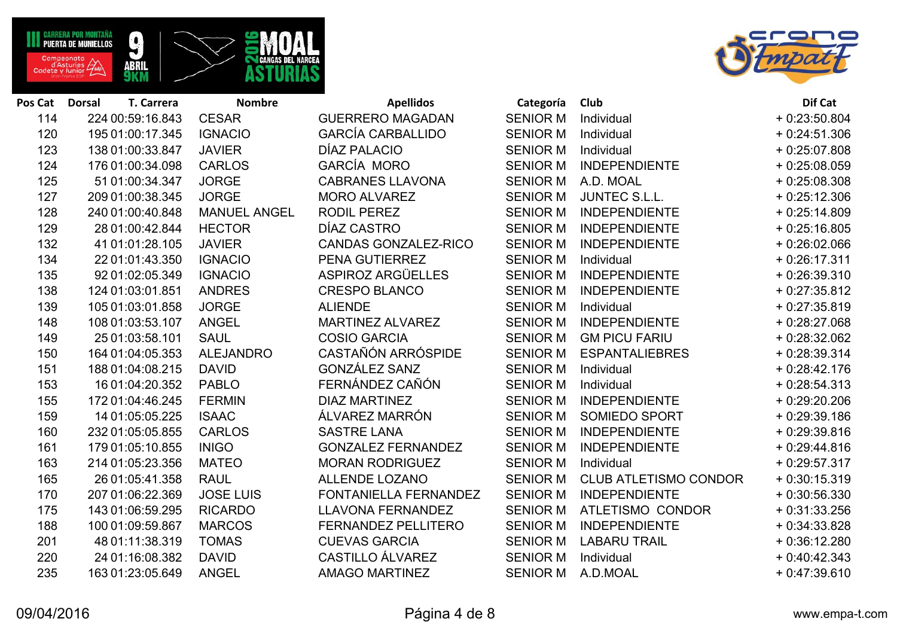| Pos Cat | Dorsal | T. Carrera | Nombre | Apellidos | Categoría | Club | Dif Cat |
|---|---|---|---|---|---|---|---|
| 114 | 224 | 00:59:16.843 | CESAR | GUERRERO MAGADAN | SENIOR M | Individual | + 0:23:50.804 |
| 120 | 195 | 01:00:17.345 | IGNACIO | GARCÍA CARBALLIDO | SENIOR M | Individual | + 0:24:51.306 |
| 123 | 138 | 01:00:33.847 | JAVIER | DÍAZ PALACIO | SENIOR M | Individual | + 0:25:07.808 |
| 124 | 176 | 01:00:34.098 | CARLOS | GARCÍA MORO | SENIOR M | INDEPENDIENTE | + 0:25:08.059 |
| 125 | 51 | 01:00:34.347 | JORGE | CABRANES LLAVONA | SENIOR M | A.D. MOAL | + 0:25:08.308 |
| 127 | 209 | 01:00:38.345 | JORGE | MORO ALVAREZ | SENIOR M | JUNTEC S.L.L. | + 0:25:12.306 |
| 128 | 240 | 01:00:40.848 | MANUEL ANGEL | RODIL PEREZ | SENIOR M | INDEPENDIENTE | + 0:25:14.809 |
| 129 | 28 | 01:00:42.844 | HECTOR | DÍAZ CASTRO | SENIOR M | INDEPENDIENTE | + 0:25:16.805 |
| 132 | 41 | 01:01:28.105 | JAVIER | CANDAS GONZALEZ-RICO | SENIOR M | INDEPENDIENTE | + 0:26:02.066 |
| 134 | 22 | 01:01:43.350 | IGNACIO | PENA GUTIERREZ | SENIOR M | Individual | + 0:26:17.311 |
| 135 | 92 | 01:02:05.349 | IGNACIO | ASPIROZ ARGÜELLES | SENIOR M | INDEPENDIENTE | + 0:26:39.310 |
| 138 | 124 | 01:03:01.851 | ANDRES | CRESPO BLANCO | SENIOR M | INDEPENDIENTE | + 0:27:35.812 |
| 139 | 105 | 01:03:01.858 | JORGE | ALIENDE | SENIOR M | Individual | + 0:27:35.819 |
| 148 | 108 | 01:03:53.107 | ANGEL | MARTINEZ ALVAREZ | SENIOR M | INDEPENDIENTE | + 0:28:27.068 |
| 149 | 25 | 01:03:58.101 | SAUL | COSIO GARCIA | SENIOR M | GM PICU FARIU | + 0:28:32.062 |
| 150 | 164 | 01:04:05.353 | ALEJANDRO | CASTAÑÓN ARRÓSPIDE | SENIOR M | ESPANTALIEBRES | + 0:28:39.314 |
| 151 | 188 | 01:04:08.215 | DAVID | GONZÁLEZ SANZ | SENIOR M | Individual | + 0:28:42.176 |
| 153 | 16 | 01:04:20.352 | PABLO | FERNÁNDEZ CAÑÓN | SENIOR M | Individual | + 0:28:54.313 |
| 155 | 172 | 01:04:46.245 | FERMIN | DIAZ MARTINEZ | SENIOR M | INDEPENDIENTE | + 0:29:20.206 |
| 159 | 14 | 01:05:05.225 | ISAAC | ÁLVAREZ MARRÓN | SENIOR M | SOMIEDO SPORT | + 0:29:39.186 |
| 160 | 232 | 01:05:05.855 | CARLOS | SASTRE LANA | SENIOR M | INDEPENDIENTE | + 0:29:39.816 |
| 161 | 179 | 01:05:10.855 | INIGO | GONZALEZ FERNANDEZ | SENIOR M | INDEPENDIENTE | + 0:29:44.816 |
| 163 | 214 | 01:05:23.356 | MATEO | MORAN RODRIGUEZ | SENIOR M | Individual | + 0:29:57.317 |
| 165 | 26 | 01:05:41.358 | RAUL | ALLENDE LOZANO | SENIOR M | CLUB ATLETISMO CONDOR | + 0:30:15.319 |
| 170 | 207 | 01:06:22.369 | JOSE LUIS | FONTANIELLA FERNANDEZ | SENIOR M | INDEPENDIENTE | + 0:30:56.330 |
| 175 | 143 | 01:06:59.295 | RICARDO | LLAVONA FERNANDEZ | SENIOR M | ATLETISMO CONDOR | + 0:31:33.256 |
| 188 | 100 | 01:09:59.867 | MARCOS | FERNANDEZ PELLITERO | SENIOR M | INDEPENDIENTE | + 0:34:33.828 |
| 201 | 48 | 01:11:38.319 | TOMAS | CUEVAS GARCIA | SENIOR M | LABARU TRAIL | + 0:36:12.280 |
| 220 | 24 | 01:16:08.382 | DAVID | CASTILLO ÁLVAREZ | SENIOR M | Individual | + 0:40:42.343 |
| 235 | 163 | 01:23:05.649 | ANGEL | AMAGO MARTINEZ | SENIOR M | A.D.MOAL | + 0:47:39.610 |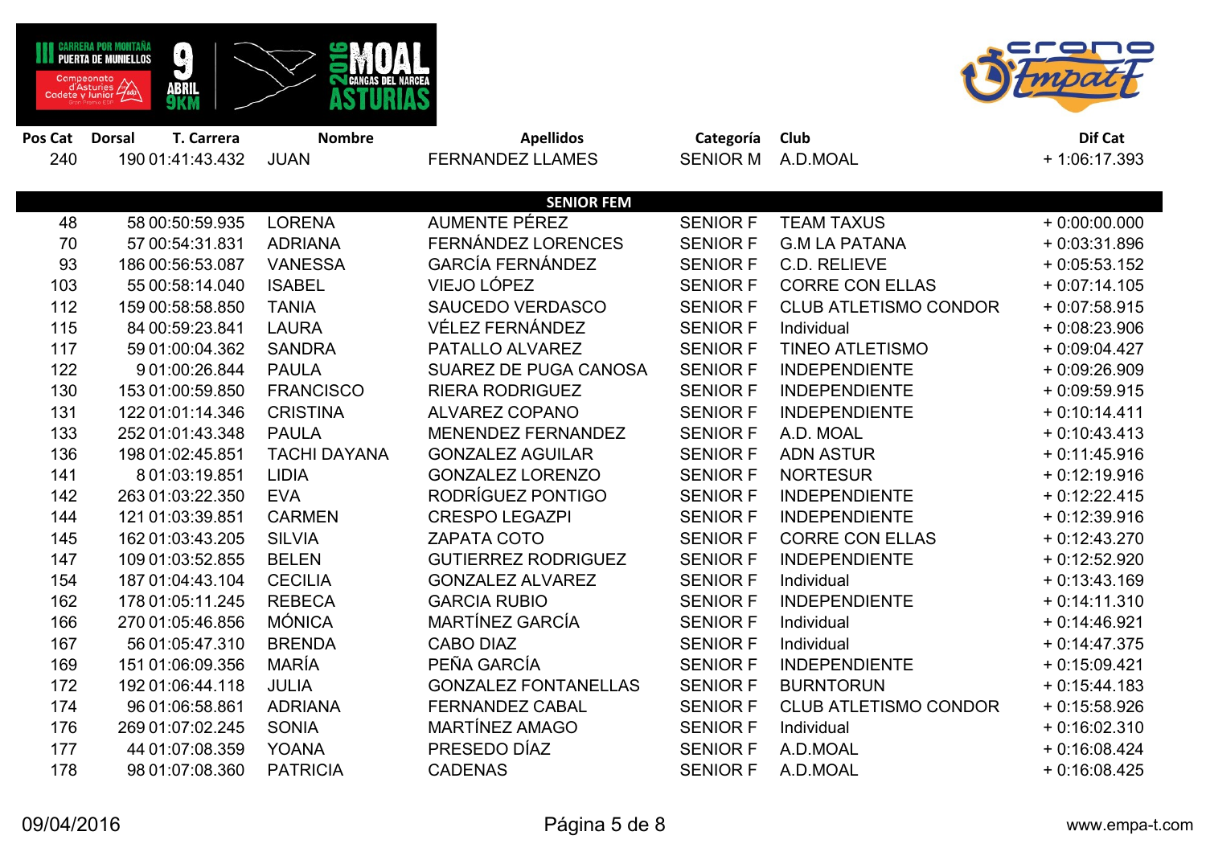| Pos Cat | Dorsal | T. Carrera | Nombre | Apellidos | Categoría | Club | Dif Cat |
|---|---|---|---|---|---|---|---|
| 240 | 190 | 01:41:43.432 | JUAN | FERNANDEZ LLAMES | SENIOR M | A.D.MOAL | + 1:06:17.393 |

**SENIOR FEM**

| Pos Cat | Dorsal | T. Carrera | Nombre | Apellidos | Categoría | Club | Dif Cat |
|---|---|---|---|---|---|---|---|
| 48 | 58 | 00:50:59.935 | LORENA | AUMENTE PÉREZ | SENIOR F | TEAM TAXUS | + 0:00:00.000 |
| 70 | 57 | 00:54:31.831 | ADRIANA | FERNÁNDEZ LORENCES | SENIOR F | G.M LA PATANA | + 0:03:31.896 |
| 93 | 186 | 00:56:53.087 | VANESSA | GARCÍA FERNÁNDEZ | SENIOR F | C.D. RELIEVE | + 0:05:53.152 |
| 103 | 55 | 00:58:14.040 | ISABEL | VIEJO LÓPEZ | SENIOR F | CORRE CON ELLAS | + 0:07:14.105 |
| 112 | 159 | 00:58:58.850 | TANIA | SAUCEDO VERDASCO | SENIOR F | CLUB ATLETISMO CONDOR | + 0:07:58.915 |
| 115 | 84 | 00:59:23.841 | LAURA | VÉLEZ FERNÁNDEZ | SENIOR F | Individual | + 0:08:23.906 |
| 117 | 59 | 01:00:04.362 | SANDRA | PATALLO ALVAREZ | SENIOR F | TINEO ATLETISMO | + 0:09:04.427 |
| 122 | 9 | 01:00:26.844 | PAULA | SUAREZ DE PUGA CANOSA | SENIOR F | INDEPENDIENTE | + 0:09:26.909 |
| 130 | 153 | 01:00:59.850 | FRANCISCO | RIERA RODRIGUEZ | SENIOR F | INDEPENDIENTE | + 0:09:59.915 |
| 131 | 122 | 01:01:14.346 | CRISTINA | ALVAREZ COPANO | SENIOR F | INDEPENDIENTE | + 0:10:14.411 |
| 133 | 252 | 01:01:43.348 | PAULA | MENENDEZ FERNANDEZ | SENIOR F | A.D. MOAL | + 0:10:43.413 |
| 136 | 198 | 01:02:45.851 | TACHI DAYANA | GONZALEZ AGUILAR | SENIOR F | ADN ASTUR | + 0:11:45.916 |
| 141 | 8 | 01:03:19.851 | LIDIA | GONZALEZ LORENZO | SENIOR F | NORTESUR | + 0:12:19.916 |
| 142 | 263 | 01:03:22.350 | EVA | RODRÍGUEZ PONTIGO | SENIOR F | INDEPENDIENTE | + 0:12:22.415 |
| 144 | 121 | 01:03:39.851 | CARMEN | CRESPO LEGAZPI | SENIOR F | INDEPENDIENTE | + 0:12:39.916 |
| 145 | 162 | 01:03:43.205 | SILVIA | ZAPATA COTO | SENIOR F | CORRE CON ELLAS | + 0:12:43.270 |
| 147 | 109 | 01:03:52.855 | BELEN | GUTIERREZ RODRIGUEZ | SENIOR F | INDEPENDIENTE | + 0:12:52.920 |
| 154 | 187 | 01:04:43.104 | CECILIA | GONZALEZ ALVAREZ | SENIOR F | Individual | + 0:13:43.169 |
| 162 | 178 | 01:05:11.245 | REBECA | GARCIA RUBIO | SENIOR F | INDEPENDIENTE | + 0:14:11.310 |
| 166 | 270 | 01:05:46.856 | MÓNICA | MARTÍNEZ GARCÍA | SENIOR F | Individual | + 0:14:46.921 |
| 167 | 56 | 01:05:47.310 | BRENDA | CABO DIAZ | SENIOR F | Individual | + 0:14:47.375 |
| 169 | 151 | 01:06:09.356 | MARÍA | PEÑA GARCÍA | SENIOR F | INDEPENDIENTE | + 0:15:09.421 |
| 172 | 192 | 01:06:44.118 | JULIA | GONZALEZ FONTANELLAS | SENIOR F | BURNTORUN | + 0:15:44.183 |
| 174 | 96 | 01:06:58.861 | ADRIANA | FERNANDEZ CABAL | SENIOR F | CLUB ATLETISMO CONDOR | + 0:15:58.926 |
| 176 | 269 | 01:07:02.245 | SONIA | MARTÍNEZ AMAGO | SENIOR F | Individual | + 0:16:02.310 |
| 177 | 44 | 01:07:08.359 | YOANA | PRESEDO DÍAZ | SENIOR F | A.D.MOAL | + 0:16:08.424 |
| 178 | 98 | 01:07:08.360 | PATRICIA | CADENAS | SENIOR F | A.D.MOAL | + 0:16:08.425 |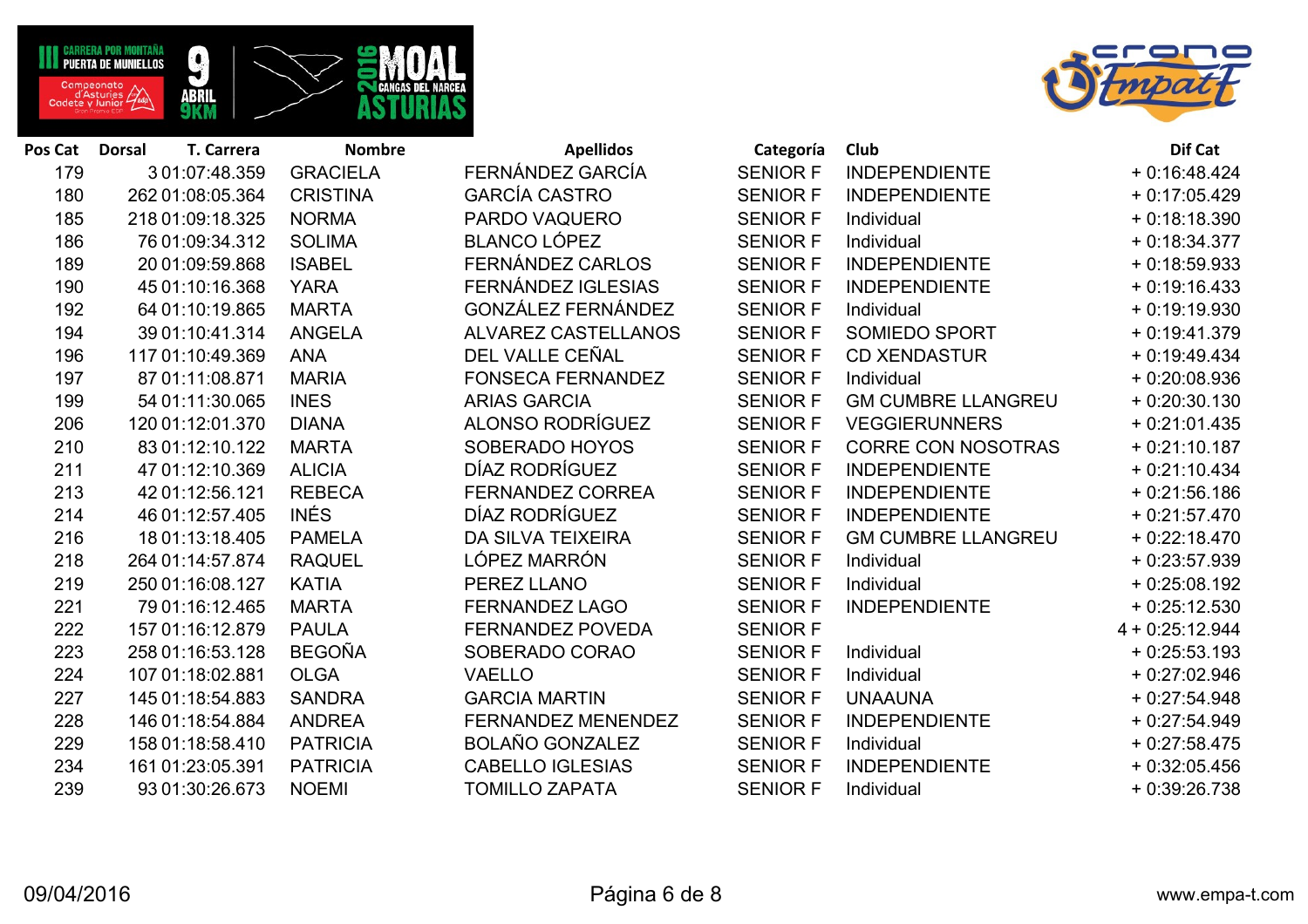| Pos Cat | Dorsal | T. Carrera | Nombre | Apellidos | Categoría | Club | Dif Cat |
|---|---|---|---|---|---|---|---|
| 179 | 3 | 01:07:48.359 | GRACIELA | FERNÁNDEZ GARCÍA | SENIOR F | INDEPENDIENTE | + 0:16:48.424 |
| 180 | 262 | 01:08:05.364 | CRISTINA | GARCÍA CASTRO | SENIOR F | INDEPENDIENTE | + 0:17:05.429 |
| 185 | 218 | 01:09:18.325 | NORMA | PARDO VAQUERO | SENIOR F | Individual | + 0:18:18.390 |
| 186 | 76 | 01:09:34.312 | SOLIMA | BLANCO LÓPEZ | SENIOR F | Individual | + 0:18:34.377 |
| 189 | 20 | 01:09:59.868 | ISABEL | FERNÁNDEZ CARLOS | SENIOR F | INDEPENDIENTE | + 0:18:59.933 |
| 190 | 45 | 01:10:16.368 | YARA | FERNÁNDEZ IGLESIAS | SENIOR F | INDEPENDIENTE | + 0:19:16.433 |
| 192 | 64 | 01:10:19.865 | MARTA | GONZÁLEZ FERNÁNDEZ | SENIOR F | Individual | + 0:19:19.930 |
| 194 | 39 | 01:10:41.314 | ANGELA | ALVAREZ CASTELLANOS | SENIOR F | SOMIEDO SPORT | + 0:19:41.379 |
| 196 | 117 | 01:10:49.369 | ANA | DEL VALLE CEÑAL | SENIOR F | CD XENDASTUR | + 0:19:49.434 |
| 197 | 87 | 01:11:08.871 | MARIA | FONSECA FERNANDEZ | SENIOR F | Individual | + 0:20:08.936 |
| 199 | 54 | 01:11:30.065 | INES | ARIAS GARCIA | SENIOR F | GM CUMBRE LLANGREU | + 0:20:30.130 |
| 206 | 120 | 01:12:01.370 | DIANA | ALONSO RODRÍGUEZ | SENIOR F | VEGGIERUNNERS | + 0:21:01.435 |
| 210 | 83 | 01:12:10.122 | MARTA | SOBERADO HOYOS | SENIOR F | CORRE CON NOSOTRAS | + 0:21:10.187 |
| 211 | 47 | 01:12:10.369 | ALICIA | DÍAZ RODRÍGUEZ | SENIOR F | INDEPENDIENTE | + 0:21:10.434 |
| 213 | 42 | 01:12:56.121 | REBECA | FERNANDEZ CORREA | SENIOR F | INDEPENDIENTE | + 0:21:56.186 |
| 214 | 46 | 01:12:57.405 | INÉS | DÍAZ RODRÍGUEZ | SENIOR F | INDEPENDIENTE | + 0:21:57.470 |
| 216 | 18 | 01:13:18.405 | PAMELA | DA SILVA TEIXEIRA | SENIOR F | GM CUMBRE LLANGREU | + 0:22:18.470 |
| 218 | 264 | 01:14:57.874 | RAQUEL | LÓPEZ MARRÓN | SENIOR F | Individual | + 0:23:57.939 |
| 219 | 250 | 01:16:08.127 | KATIA | PEREZ LLANO | SENIOR F | Individual | + 0:25:08.192 |
| 221 | 79 | 01:16:12.465 | MARTA | FERNANDEZ LAGO | SENIOR F | INDEPENDIENTE | + 0:25:12.530 |
| 222 | 157 | 01:16:12.879 | PAULA | FERNANDEZ POVEDA | SENIOR F | | 4 + 0:25:12.944 |
| 223 | 258 | 01:16:53.128 | BEGOÑA | SOBERADO CORAO | SENIOR F | Individual | + 0:25:53.193 |
| 224 | 107 | 01:18:02.881 | OLGA | VAELLO | SENIOR F | Individual | + 0:27:02.946 |
| 227 | 145 | 01:18:54.883 | SANDRA | GARCIA MARTIN | SENIOR F | UNAAUNA | + 0:27:54.948 |
| 228 | 146 | 01:18:54.884 | ANDREA | FERNANDEZ MENENDEZ | SENIOR F | INDEPENDIENTE | + 0:27:54.949 |
| 229 | 158 | 01:18:58.410 | PATRICIA | BOLAÑO GONZALEZ | SENIOR F | Individual | + 0:27:58.475 |
| 234 | 161 | 01:23:05.391 | PATRICIA | CABELLO IGLESIAS | SENIOR F | INDEPENDIENTE | + 0:32:05.456 |
| 239 | 93 | 01:30:26.673 | NOEMI | TOMILLO ZAPATA | SENIOR F | Individual | + 0:39:26.738 |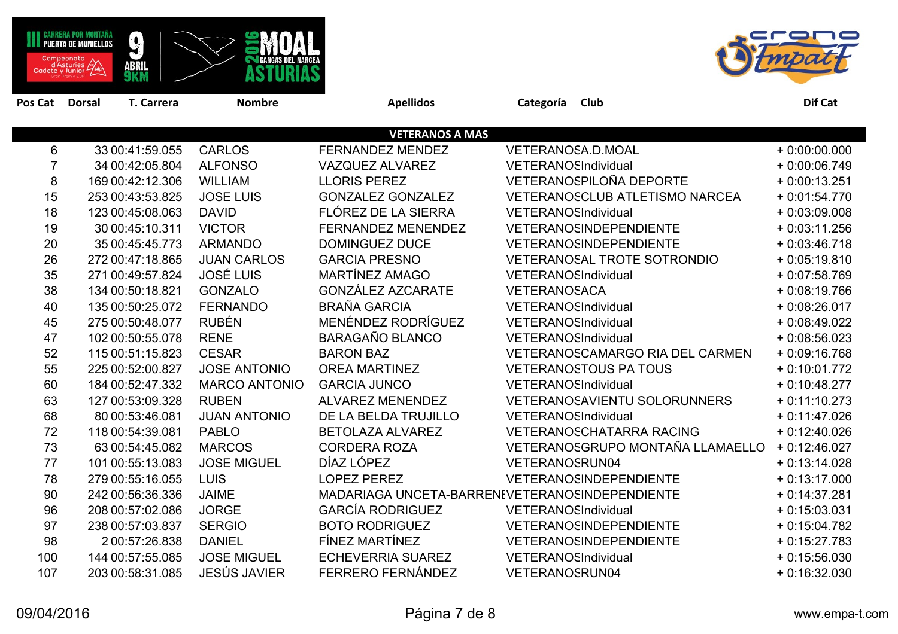| Pos Cat | Dorsal | T. Carrera | Nombre | Apellidos | Categoría | Club | Dif Cat |
|---|---|---|---|---|---|---|---|
| **VETERANOS A MAS** | | | | | | | |
| 6 | 33 | 00:41:59.055 | CARLOS | FERNANDEZ MENDEZ | VETERANOS | A.D.MOAL | + 0:00:00.000 |
| 7 | 34 | 00:42:05.804 | ALFONSO | VAZQUEZ ALVAREZ | VETERANOS | Individual | + 0:00:06.749 |
| 8 | 169 | 00:42:12.306 | WILLIAM | LLORIS PEREZ | VETERANOS | PILOÑA DEPORTE | + 0:00:13.251 |
| 15 | 253 | 00:43:53.825 | JOSE LUIS | GONZALEZ GONZALEZ | VETERANOS | CLUB ATLETISMO NARCEA | + 0:01:54.770 |
| 18 | 123 | 00:45:08.063 | DAVID | FLÓREZ DE LA SIERRA | VETERANOS | Individual | + 0:03:09.008 |
| 19 | 30 | 00:45:10.311 | VICTOR | FERNANDEZ MENENDEZ | VETERANOS | INDEPENDIENTE | + 0:03:11.256 |
| 20 | 35 | 00:45:45.773 | ARMANDO | DOMINGUEZ DUCE | VETERANOS | INDEPENDIENTE | + 0:03:46.718 |
| 26 | 272 | 00:47:18.865 | JUAN CARLOS | GARCIA PRESNO | VETERANOS | AL TROTE SOTRONDIO | + 0:05:19.810 |
| 35 | 271 | 00:49:57.824 | JOSÉ LUIS | MARTÍNEZ AMAGO | VETERANOS | Individual | + 0:07:58.769 |
| 38 | 134 | 00:50:18.821 | GONZALO | GONZÁLEZ AZCARATE | VETERANOS | ACA | + 0:08:19.766 |
| 40 | 135 | 00:50:25.072 | FERNANDO | BRAÑA GARCIA | VETERANOS | Individual | + 0:08:26.017 |
| 45 | 275 | 00:50:48.077 | RUBÉN | MENÉNDEZ RODRÍGUEZ | VETERANOS | Individual | + 0:08:49.022 |
| 47 | 102 | 00:50:55.078 | RENE | BARAGAÑO BLANCO | VETERANOS | Individual | + 0:08:56.023 |
| 52 | 115 | 00:51:15.823 | CESAR | BARON BAZ | VETERANOS | CAMARGO RIA DEL CARMEN | + 0:09:16.768 |
| 55 | 225 | 00:52:00.827 | JOSE ANTONIO | OREA MARTINEZ | VETERANOS | TOUS PA TOUS | + 0:10:01.772 |
| 60 | 184 | 00:52:47.332 | MARCO ANTONIO | GARCIA JUNCO | VETERANOS | Individual | + 0:10:48.277 |
| 63 | 127 | 00:53:09.328 | RUBEN | ALVAREZ MENENDEZ | VETERANOS | AVIENTU SOLORUNNERS | + 0:11:10.273 |
| 68 | 80 | 00:53:46.081 | JUAN ANTONIO | DE LA BELDA TRUJILLO | VETERANOS | Individual | + 0:11:47.026 |
| 72 | 118 | 00:54:39.081 | PABLO | BETOLAZA ALVAREZ | VETERANOS | CHATARRA RACING | + 0:12:40.026 |
| 73 | 63 | 00:54:45.082 | MARCOS | CORDERA ROZA | VETERANOS | GRUPO MONTAÑA LLAMAELLO | + 0:12:46.027 |
| 77 | 101 | 00:55:13.083 | JOSE MIGUEL | DÍAZ LÓPEZ | VETERANOS | RUN04 | + 0:13:14.028 |
| 78 | 279 | 00:55:16.055 | LUIS | LOPEZ PEREZ | VETERANOS | INDEPENDIENTE | + 0:13:17.000 |
| 90 | 242 | 00:56:36.336 | JAIME | MADARIAGA UNCETA-BARRENE | VETERANOS | INDEPENDIENTE | + 0:14:37.281 |
| 96 | 208 | 00:57:02.086 | JORGE | GARCÍA RODRIGUEZ | VETERANOS | Individual | + 0:15:03.031 |
| 97 | 238 | 00:57:03.837 | SERGIO | BOTO RODRIGUEZ | VETERANOS | INDEPENDIENTE | + 0:15:04.782 |
| 98 | 2 | 00:57:26.838 | DANIEL | FÍNEZ MARTÍNEZ | VETERANOS | INDEPENDIENTE | + 0:15:27.783 |
| 100 | 144 | 00:57:55.085 | JOSE MIGUEL | ECHEVERRIA SUAREZ | VETERANOS | Individual | + 0:15:56.030 |
| 107 | 203 | 00:58:31.085 | JESÚS JAVIER | FERRERO FERNÁNDEZ | VETERANOS | RUN04 | + 0:16:32.030 |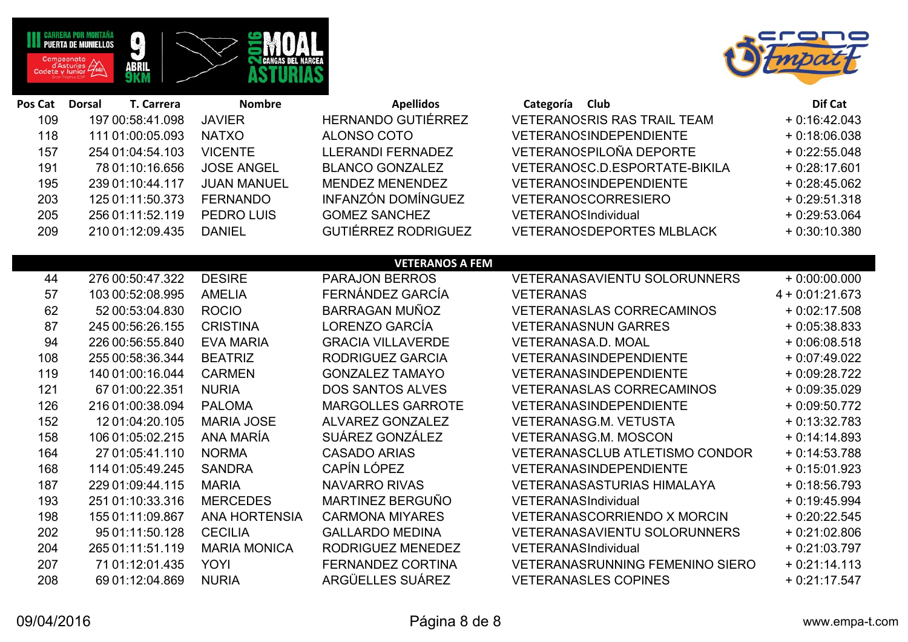| Pos Cat | Dorsal | T. Carrera | Nombre | Apellidos | Categoría | Club | Dif Cat |
|---|---|---|---|---|---|---|---|
| 109 | 197 | 00:58:41.098 | JAVIER | HERNANDO GUTIÉRREZ | VETERANOS | RIS RAS TRAIL TEAM | + 0:16:42.043 |
| 118 | 111 | 01:00:05.093 | NATXO | ALONSO COTO | VETERANOS | INDEPENDIENTE | + 0:18:06.038 |
| 157 | 254 | 01:04:54.103 | VICENTE | LLERANDI FERNADEZ | VETERANOS | PILOÑA DEPORTE | + 0:22:55.048 |
| 191 | 78 | 01:10:16.656 | JOSE ANGEL | BLANCO GONZALEZ | VETERANOS | C.D.ESPORTATE-BIKILA | + 0:28:17.601 |
| 195 | 239 | 01:10:44.117 | JUAN MANUEL | MENDEZ MENENDEZ | VETERANOS | INDEPENDIENTE | + 0:28:45.062 |
| 203 | 125 | 01:11:50.373 | FERNANDO | INFANZÓN DOMÍNGUEZ | VETERANOS | CORRESIERO | + 0:29:51.318 |
| 205 | 256 | 01:11:52.119 | PEDRO LUIS | GOMEZ SANCHEZ | VETERANOS | Individual | + 0:29:53.064 |
| 209 | 210 | 01:12:09.435 | DANIEL | GUTIÉRREZ RODRIGUEZ | VETERANOS | DEPORTES MLBLACK | + 0:30:10.380 |
| | | | | **VETERANOS A FEM** | | | |
| 44 | 276 | 00:50:47.322 | DESIRE | PARAJON BERROS | VETERANAS | AVIENTU SOLORUNNERS | + 0:00:00.000 |
| 57 | 103 | 00:52:08.995 | AMELIA | FERNÁNDEZ GARCÍA | VETERANAS | 4 | + 0:01:21.673 |
| 62 | 52 | 00:53:04.830 | ROCIO | BARRAGAN MUÑOZ | VETERANAS | LAS CORRECAMINOS | + 0:02:17.508 |
| 87 | 245 | 00:56:26.155 | CRISTINA | LORENZO GARCÍA | VETERANAS | NUN GARRES | + 0:05:38.833 |
| 94 | 226 | 00:56:55.840 | EVA MARIA | GRACIA VILLAVERDE | VETERANAS | A.D. MOAL | + 0:06:08.518 |
| 108 | 255 | 00:58:36.344 | BEATRIZ | RODRIGUEZ GARCIA | VETERANAS | INDEPENDIENTE | + 0:07:49.022 |
| 119 | 140 | 01:00:16.044 | CARMEN | GONZALEZ TAMAYO | VETERANAS | INDEPENDIENTE | + 0:09:28.722 |
| 121 | 67 | 01:00:22.351 | NURIA | DOS SANTOS ALVES | VETERANAS | LAS CORRECAMINOS | + 0:09:35.029 |
| 126 | 216 | 01:00:38.094 | PALOMA | MARGOLLES GARROTE | VETERANAS | INDEPENDIENTE | + 0:09:50.772 |
| 152 | 12 | 01:04:20.105 | MARIA JOSE | ALVAREZ GONZALEZ | VETERANAS | G.M. VETUSTA | + 0:13:32.783 |
| 158 | 106 | 01:05:02.215 | ANA MARÍA | SUÁREZ GONZÁLEZ | VETERANAS | G.M. MOSCON | + 0:14:14.893 |
| 164 | 27 | 01:05:41.110 | NORMA | CASADO ARIAS | VETERANAS | CLUB ATLETISMO CONDOR | + 0:14:53.788 |
| 168 | 114 | 01:05:49.245 | SANDRA | CAPÍN LÓPEZ | VETERANAS | INDEPENDIENTE | + 0:15:01.923 |
| 187 | 229 | 01:09:44.115 | MARIA | NAVARRO RIVAS | VETERANAS | ASTURIAS HIMALAYA | + 0:18:56.793 |
| 193 | 251 | 01:10:33.316 | MERCEDES | MARTINEZ BERGUÑO | VETERANAS | Individual | + 0:19:45.994 |
| 198 | 155 | 01:11:09.867 | ANA HORTENSIA | CARMONA MIYARES | VETERANAS | CORRIENDO X MORCIN | + 0:20:22.545 |
| 202 | 95 | 01:11:50.128 | CECILIA | GALLARDO MEDINA | VETERANAS | AVIENTU SOLORUNNERS | + 0:21:02.806 |
| 204 | 265 | 01:11:51.119 | MARIA MONICA | RODRIGUEZ MENEDEZ | VETERANAS | Individual | + 0:21:03.797 |
| 207 | 71 | 01:12:01.435 | YOYI | FERNANDEZ CORTINA | VETERANAS | RUNNING FEMENINO SIERO | + 0:21:14.113 |
| 208 | 69 | 01:12:04.869 | NURIA | ARGÜELLES SUÁREZ | VETERANAS | LES COPINES | + 0:21:17.547 |

09/04/2016

www.empa-t.com